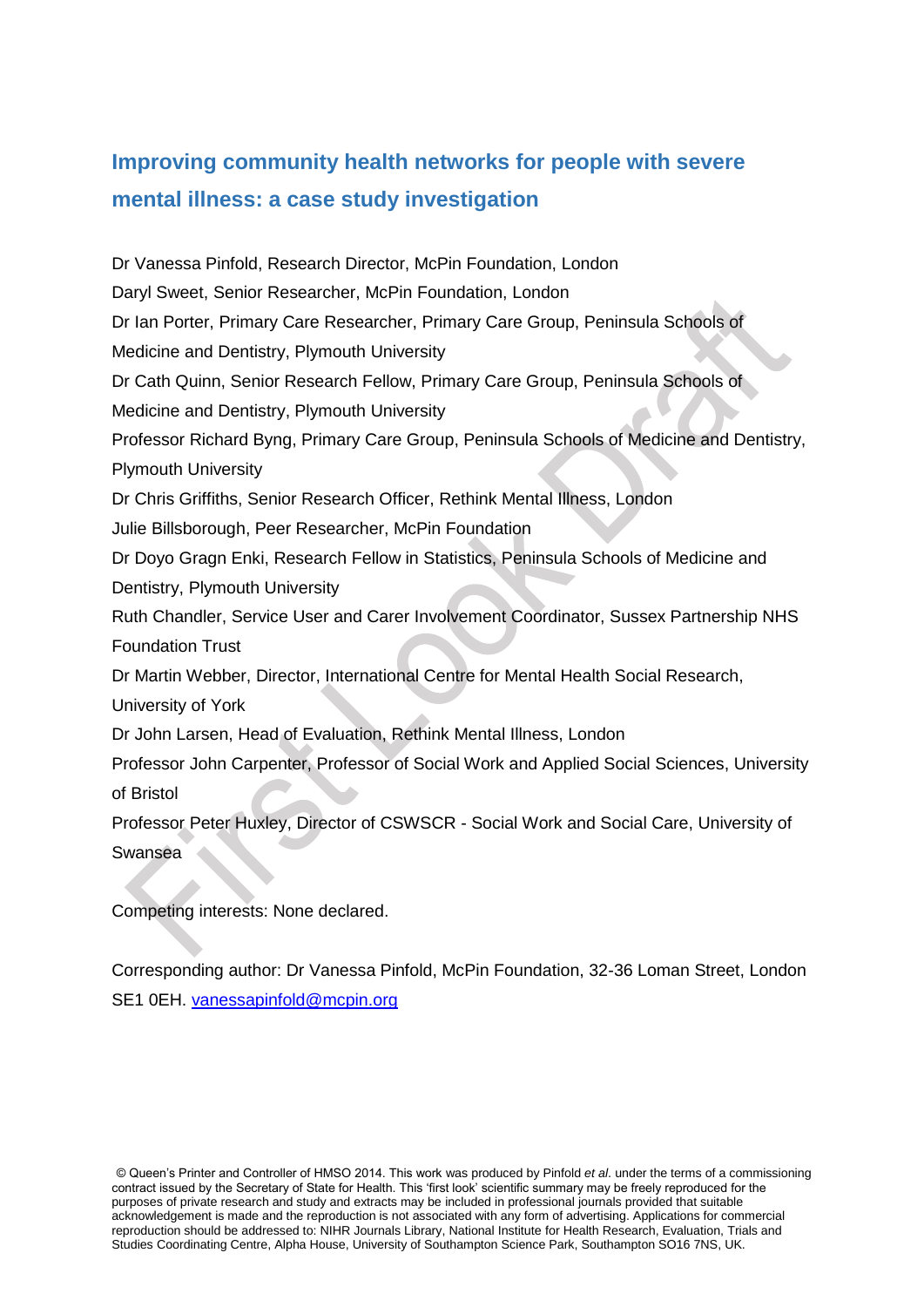# Improving community health networks for people with severe mental illness: a case study investigation

Dr Vanessa Pinfold, Research Director, McPin Foundation, London

Daryl Sweet, Senior Researcher, McPin Foundation, London

Dr Ian Porter, Primary Care Researcher, Primary Care Group, Peninsula Schools of Medicine and Dentistry, Plymouth University

Dr Cath Quinn, Senior Research Fellow, Primary Care Group, Peninsula Schools of Medicine and Dentistry, Plymouth University

Professor Richard Byng, Primary Care Group, Peninsula Schools of Medicine and Dentistry, Plymouth University

Dr Chris Griffiths, Senior Research Officer, Rethink Mental Illness, London

Julie Billsborough, Peer Researcher, McPin Foundation

Dr Doyo Gragn Enki, Research Fellow in Statistics, Peninsula Schools of Medicine and Dentistry, Plymouth University

Ruth Chandler, Service User and Carer Involvement Coordinator, Sussex Partnership NHS Foundation Trust

Dr Martin Webber, Director, International Centre for Mental Health Social Research, University of York

Dr John Larsen, Head of Evaluation, Rethink Mental Illness, London

Professor John Carpenter, Professor of Social Work and Applied Social Sciences, University of Bristol

Professor Peter Huxley, Director of CSWSCR - Social Work and Social Care, University of Swansea

Competing interests: None declared.

Corresponding author: Dr Vanessa Pinfold, McPin Foundation, 32-36 Loman Street, London SE1 0EH. vanessapinfold@mcpin.org

© Queen's Printer and Controller of HMSO 2014. This work was produced by Pinfold *et al.* under the terms of a commissioning contract issued by the Secretary of State for Health. This 'first look' scientific summary may be freely reproduced for the purposes of private research and study and extracts may be included in professional journals provided that suitable acknowledgement is made and the reproduction is not associated with any form of advertising. Applications for commercial reproduction should be addressed to: NIHR Journals Library, National Institute for Health Research, Evaluation, Trials and Studies Coordinating Centre, Alpha House, University of Southampton Science Park, Southampton SO16 7NS, UK.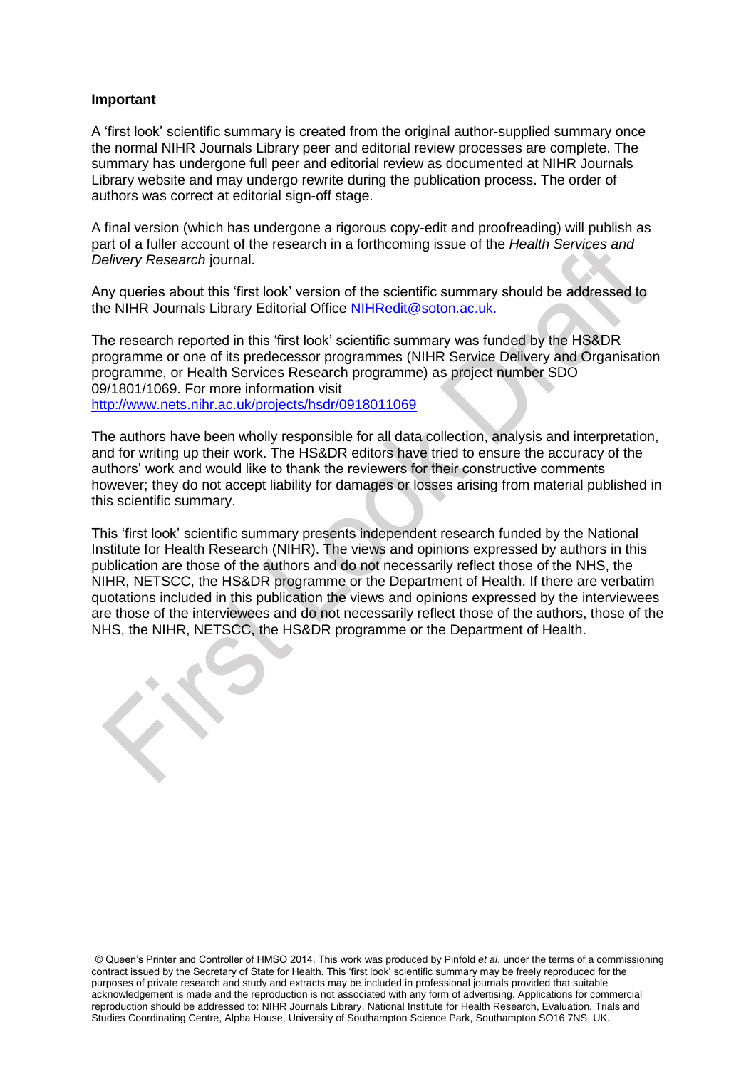**Important**

A 'first look' scientific summary is created from the original author-supplied summary once the normal NIHR Journals Library peer and editorial review processes are complete. The summary has undergone full peer and editorial review as documented at NIHR Journals Library website and may undergo rewrite during the publication process. The order of authors was correct at editorial sign-off stage.

A final version (which has undergone a rigorous copy-edit and proofreading) will publish as part of a fuller account of the research in a forthcoming issue of the *Health Services and Delivery Research* journal.

Any queries about this 'first look' version of the scientific summary should be addressed to the NIHR Journals Library Editorial Office NIHRedit@soton.ac.uk.

The research reported in this 'first look' scientific summary was funded by the HS&DR programme or one of its predecessor programmes (NIHR Service Delivery and Organisation programme, or Health Services Research programme) as project number SDO 09/1801/1069. For more information visit http://www.nets.nihr.ac.uk/projects/hsdr/0918011069

The authors have been wholly responsible for all data collection, analysis and interpretation, and for writing up their work. The HS&DR editors have tried to ensure the accuracy of the authors' work and would like to thank the reviewers for their constructive comments however; they do not accept liability for damages or losses arising from material published in this scientific summary.

This 'first look' scientific summary presents independent research funded by the National Institute for Health Research (NIHR). The views and opinions expressed by authors in this publication are those of the authors and do not necessarily reflect those of the NHS, the NIHR, NETSCC, the HS&DR programme or the Department of Health. If there are verbatim quotations included in this publication the views and opinions expressed by the interviewees are those of the interviewees and do not necessarily reflect those of the authors, those of the NHS, the NIHR, NETSCC, the HS&DR programme or the Department of Health.

© Queen's Printer and Controller of HMSO 2014. This work was produced by Pinfold *et al.* under the terms of a commissioning contract issued by the Secretary of State for Health. This 'first look' scientific summary may be freely reproduced for the purposes of private research and study and extracts may be included in professional journals provided that suitable acknowledgement is made and the reproduction is not associated with any form of advertising. Applications for commercial reproduction should be addressed to: NIHR Journals Library, National Institute for Health Research, Evaluation, Trials and Studies Coordinating Centre, Alpha House, University of Southampton Science Park, Southampton SO16 7NS, UK.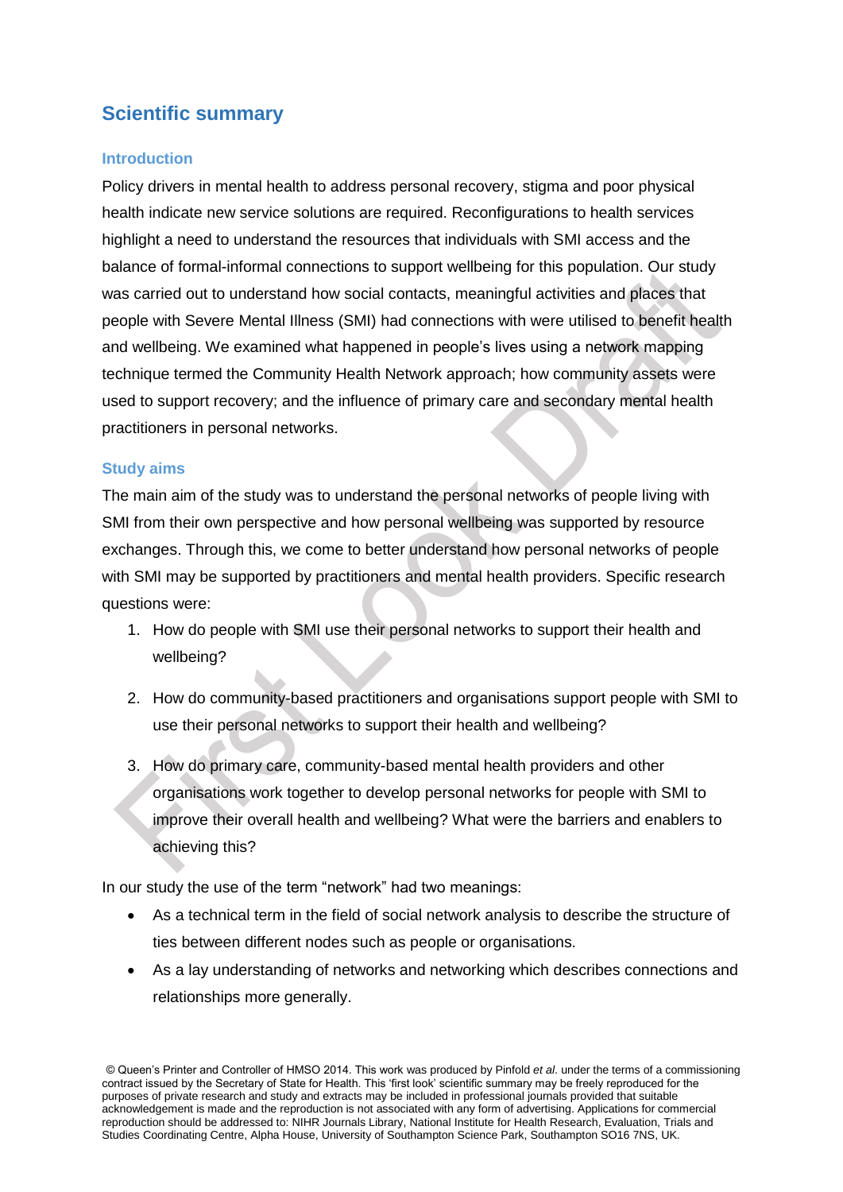## Scientific summary

### Introduction

Policy drivers in mental health to address personal recovery, stigma and poor physical health indicate new service solutions are required. Reconfigurations to health services highlight a need to understand the resources that individuals with SMI access and the balance of formal-informal connections to support wellbeing for this population. Our study was carried out to understand how social contacts, meaningful activities and places that people with Severe Mental Illness (SMI) had connections with were utilised to benefit health and wellbeing. We examined what happened in people's lives using a network mapping technique termed the Community Health Network approach; how community assets were used to support recovery; and the influence of primary care and secondary mental health practitioners in personal networks.

### Study aims

The main aim of the study was to understand the personal networks of people living with SMI from their own perspective and how personal wellbeing was supported by resource exchanges. Through this, we come to better understand how personal networks of people with SMI may be supported by practitioners and mental health providers. Specific research questions were:

1. How do people with SMI use their personal networks to support their health and wellbeing?
2. How do community-based practitioners and organisations support people with SMI to use their personal networks to support their health and wellbeing?
3. How do primary care, community-based mental health providers and other organisations work together to develop personal networks for people with SMI to improve their overall health and wellbeing? What were the barriers and enablers to achieving this?

In our study the use of the term "network" had two meanings:

- As a technical term in the field of social network analysis to describe the structure of ties between different nodes such as people or organisations.
- As a lay understanding of networks and networking which describes connections and relationships more generally.

© Queen's Printer and Controller of HMSO 2014. This work was produced by Pinfold *et al*. under the terms of a commissioning contract issued by the Secretary of State for Health. This 'first look' scientific summary may be freely reproduced for the purposes of private research and study and extracts may be included in professional journals provided that suitable acknowledgement is made and the reproduction is not associated with any form of advertising. Applications for commercial reproduction should be addressed to: NIHR Journals Library, National Institute for Health Research, Evaluation, Trials and Studies Coordinating Centre, Alpha House, University of Southampton Science Park, Southampton SO16 7NS, UK.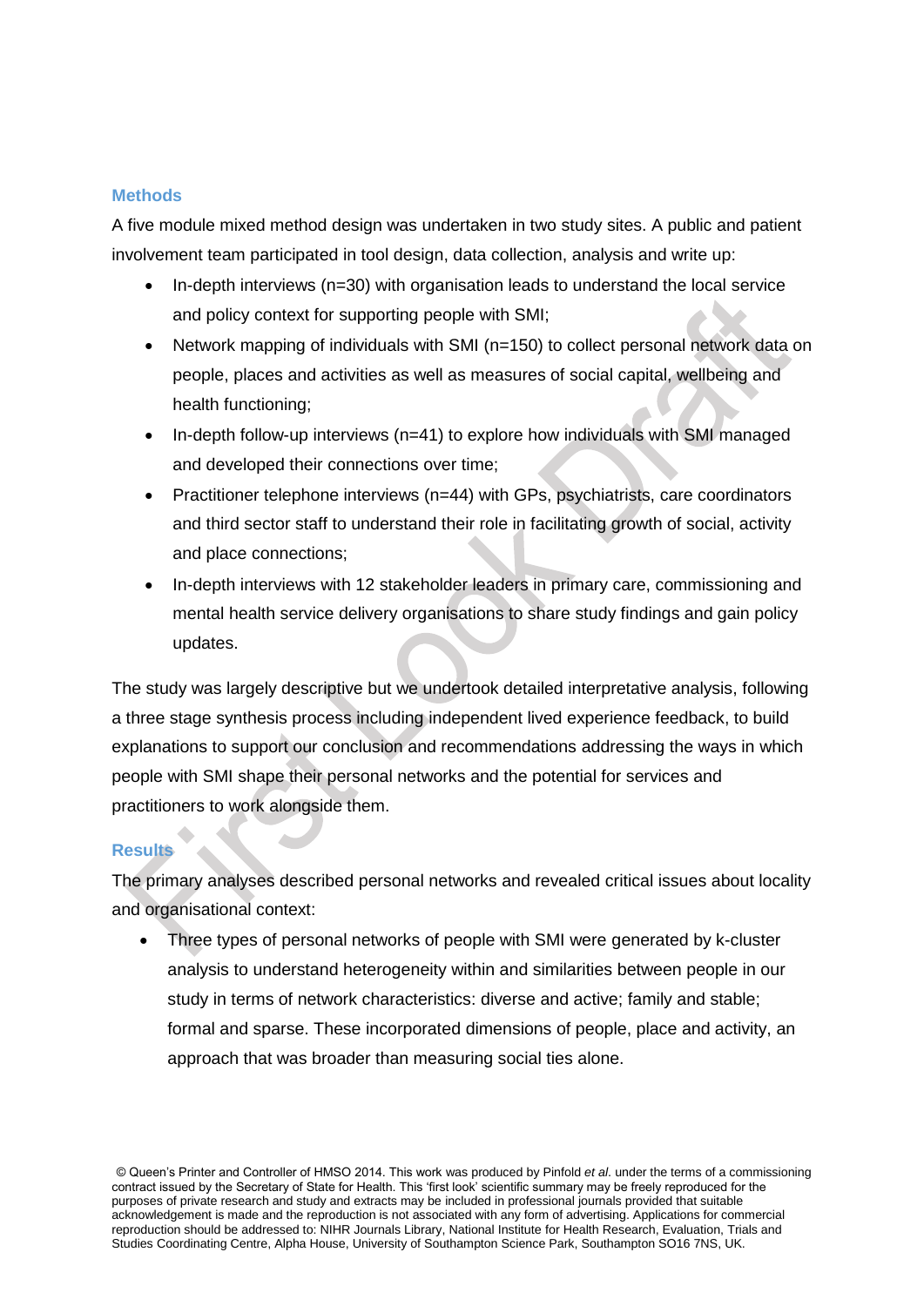## Methods

A five module mixed method design was undertaken in two study sites. A public and patient involvement team participated in tool design, data collection, analysis and write up:

- In-depth interviews (n=30) with organisation leads to understand the local service and policy context for supporting people with SMI;
- Network mapping of individuals with SMI (n=150) to collect personal network data on people, places and activities as well as measures of social capital, wellbeing and health functioning;
- In-depth follow-up interviews (n=41) to explore how individuals with SMI managed and developed their connections over time;
- Practitioner telephone interviews (n=44) with GPs, psychiatrists, care coordinators and third sector staff to understand their role in facilitating growth of social, activity and place connections;
- In-depth interviews with 12 stakeholder leaders in primary care, commissioning and mental health service delivery organisations to share study findings and gain policy updates.

The study was largely descriptive but we undertook detailed interpretative analysis, following a three stage synthesis process including independent lived experience feedback, to build explanations to support our conclusion and recommendations addressing the ways in which people with SMI shape their personal networks and the potential for services and practitioners to work alongside them.

## Results

The primary analyses described personal networks and revealed critical issues about locality and organisational context:

- Three types of personal networks of people with SMI were generated by k-cluster analysis to understand heterogeneity within and similarities between people in our study in terms of network characteristics: diverse and active; family and stable; formal and sparse. These incorporated dimensions of people, place and activity, an approach that was broader than measuring social ties alone.

© Queen's Printer and Controller of HMSO 2014. This work was produced by Pinfold *et al.* under the terms of a commissioning contract issued by the Secretary of State for Health. This 'first look' scientific summary may be freely reproduced for the purposes of private research and study and extracts may be included in professional journals provided that suitable acknowledgement is made and the reproduction is not associated with any form of advertising. Applications for commercial reproduction should be addressed to: NIHR Journals Library, National Institute for Health Research, Evaluation, Trials and Studies Coordinating Centre, Alpha House, University of Southampton Science Park, Southampton SO16 7NS, UK.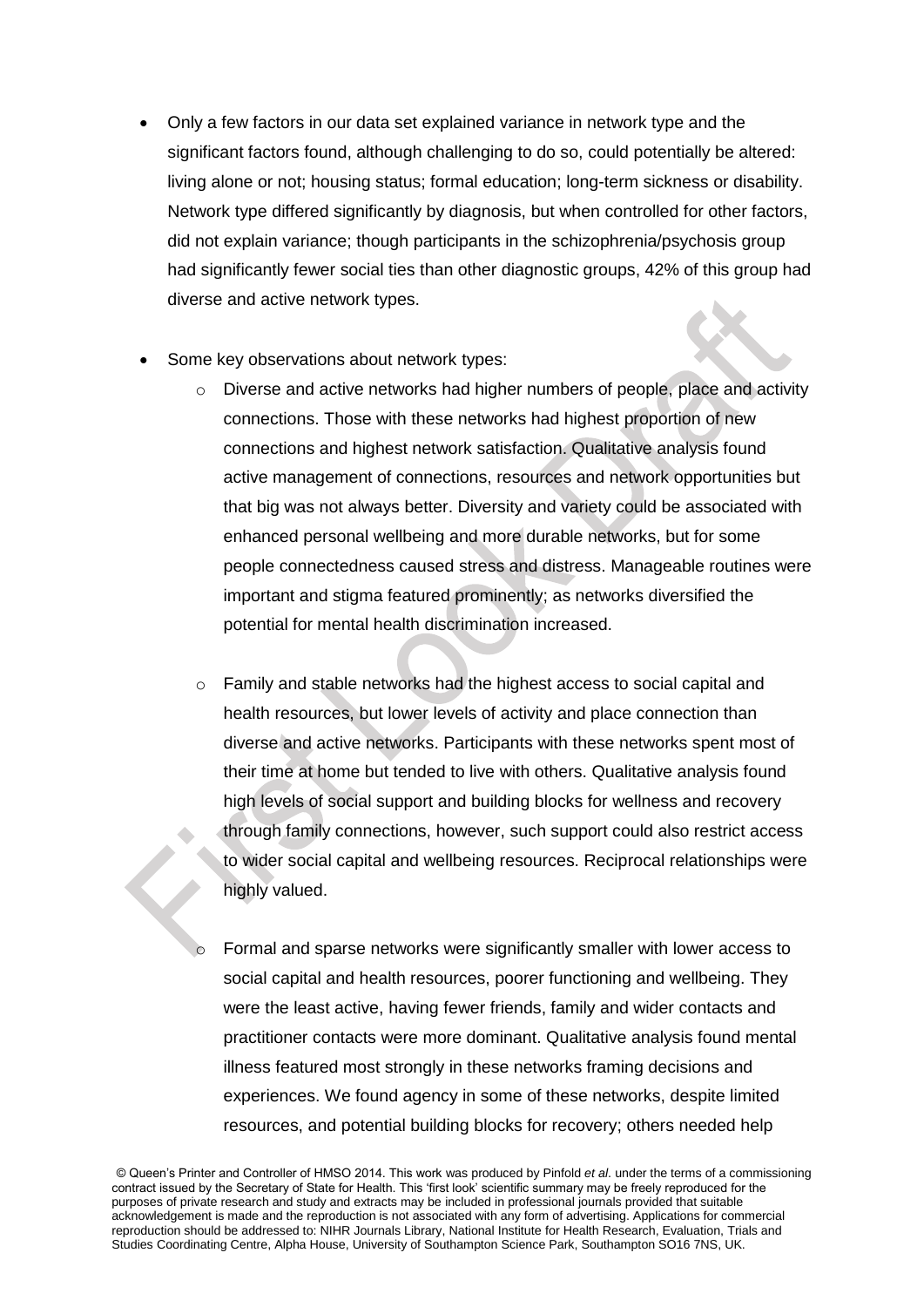- Only a few factors in our data set explained variance in network type and the significant factors found, although challenging to do so, could potentially be altered: living alone or not; housing status; formal education; long-term sickness or disability. Network type differed significantly by diagnosis, but when controlled for other factors, did not explain variance; though participants in the schizophrenia/psychosis group had significantly fewer social ties than other diagnostic groups, 42% of this group had diverse and active network types.

- Some key observations about network types:
  - Diverse and active networks had higher numbers of people, place and activity connections. Those with these networks had highest proportion of new connections and highest network satisfaction. Qualitative analysis found active management of connections, resources and network opportunities but that big was not always better. Diversity and variety could be associated with enhanced personal wellbeing and more durable networks, but for some people connectedness caused stress and distress. Manageable routines were important and stigma featured prominently; as networks diversified the potential for mental health discrimination increased.

  - Family and stable networks had the highest access to social capital and health resources, but lower levels of activity and place connection than diverse and active networks. Participants with these networks spent most of their time at home but tended to live with others. Qualitative analysis found high levels of social support and building blocks for wellness and recovery through family connections, however, such support could also restrict access to wider social capital and wellbeing resources. Reciprocal relationships were highly valued.

  - Formal and sparse networks were significantly smaller with lower access to social capital and health resources, poorer functioning and wellbeing. They were the least active, having fewer friends, family and wider contacts and practitioner contacts were more dominant. Qualitative analysis found mental illness featured most strongly in these networks framing decisions and experiences. We found agency in some of these networks, despite limited resources, and potential building blocks for recovery; others needed help

© Queen's Printer and Controller of HMSO 2014. This work was produced by Pinfold *et al*. under the terms of a commissioning contract issued by the Secretary of State for Health. This 'first look' scientific summary may be freely reproduced for the purposes of private research and study and extracts may be included in professional journals provided that suitable acknowledgement is made and the reproduction is not associated with any form of advertising. Applications for commercial reproduction should be addressed to: NIHR Journals Library, National Institute for Health Research, Evaluation, Trials and Studies Coordinating Centre, Alpha House, University of Southampton Science Park, Southampton SO16 7NS, UK.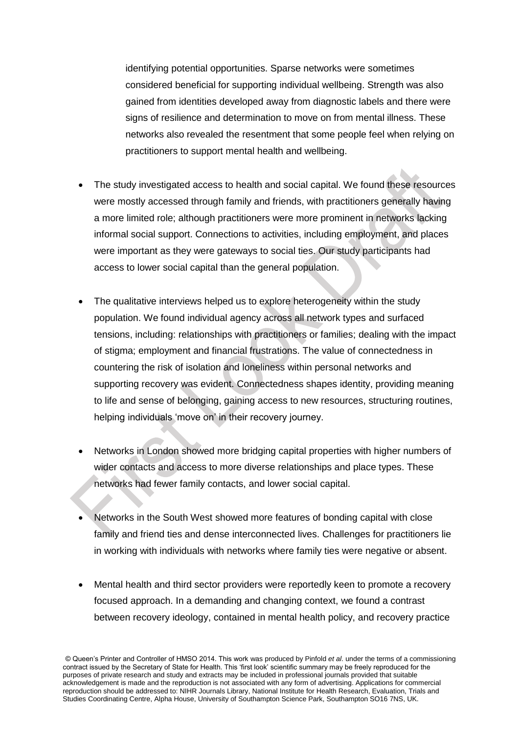identifying potential opportunities. Sparse networks were sometimes considered beneficial for supporting individual wellbeing. Strength was also gained from identities developed away from diagnostic labels and there were signs of resilience and determination to move on from mental illness. These networks also revealed the resentment that some people feel when relying on practitioners to support mental health and wellbeing.

- The study investigated access to health and social capital. We found these resources were mostly accessed through family and friends, with practitioners generally having a more limited role; although practitioners were more prominent in networks lacking informal social support. Connections to activities, including employment, and places were important as they were gateways to social ties. Our study participants had access to lower social capital than the general population.

- The qualitative interviews helped us to explore heterogeneity within the study population. We found individual agency across all network types and surfaced tensions, including: relationships with practitioners or families; dealing with the impact of stigma; employment and financial frustrations. The value of connectedness in countering the risk of isolation and loneliness within personal networks and supporting recovery was evident. Connectedness shapes identity, providing meaning to life and sense of belonging, gaining access to new resources, structuring routines, helping individuals 'move on' in their recovery journey.

- Networks in London showed more bridging capital properties with higher numbers of wider contacts and access to more diverse relationships and place types. These networks had fewer family contacts, and lower social capital.

- Networks in the South West showed more features of bonding capital with close family and friend ties and dense interconnected lives. Challenges for practitioners lie in working with individuals with networks where family ties were negative or absent.

- Mental health and third sector providers were reportedly keen to promote a recovery focused approach. In a demanding and changing context, we found a contrast between recovery ideology, contained in mental health policy, and recovery practice

© Queen's Printer and Controller of HMSO 2014. This work was produced by Pinfold *et al*. under the terms of a commissioning contract issued by the Secretary of State for Health. This 'first look' scientific summary may be freely reproduced for the purposes of private research and study and extracts may be included in professional journals provided that suitable acknowledgement is made and the reproduction is not associated with any form of advertising. Applications for commercial reproduction should be addressed to: NIHR Journals Library, National Institute for Health Research, Evaluation, Trials and Studies Coordinating Centre, Alpha House, University of Southampton Science Park, Southampton SO16 7NS, UK.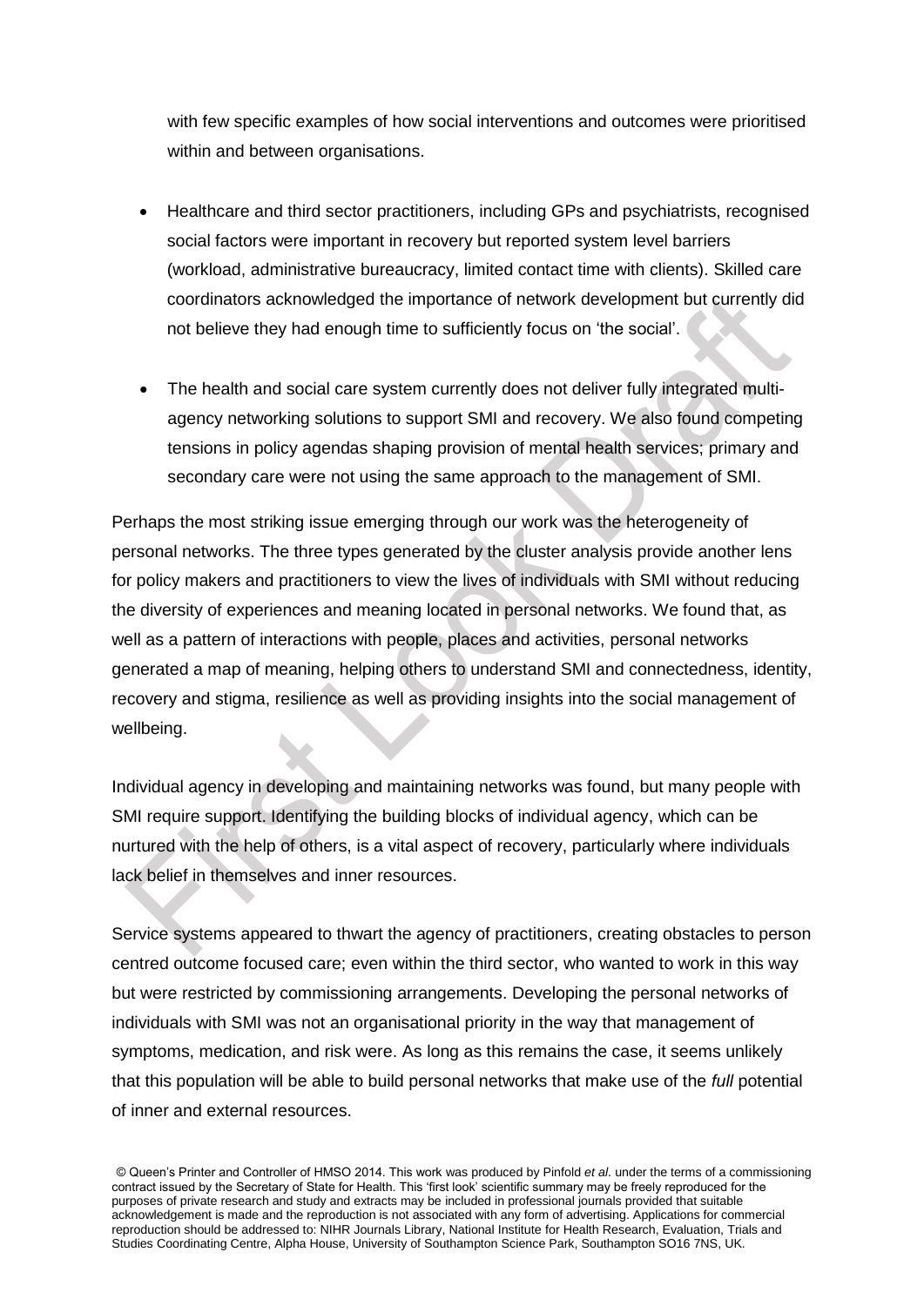with few specific examples of how social interventions and outcomes were prioritised within and between organisations.

- Healthcare and third sector practitioners, including GPs and psychiatrists, recognised social factors were important in recovery but reported system level barriers (workload, administrative bureaucracy, limited contact time with clients). Skilled care coordinators acknowledged the importance of network development but currently did not believe they had enough time to sufficiently focus on 'the social'.

- The health and social care system currently does not deliver fully integrated multi-agency networking solutions to support SMI and recovery. We also found competing tensions in policy agendas shaping provision of mental health services; primary and secondary care were not using the same approach to the management of SMI.

Perhaps the most striking issue emerging through our work was the heterogeneity of personal networks. The three types generated by the cluster analysis provide another lens for policy makers and practitioners to view the lives of individuals with SMI without reducing the diversity of experiences and meaning located in personal networks. We found that, as well as a pattern of interactions with people, places and activities, personal networks generated a map of meaning, helping others to understand SMI and connectedness, identity, recovery and stigma, resilience as well as providing insights into the social management of wellbeing.

Individual agency in developing and maintaining networks was found, but many people with SMI require support. Identifying the building blocks of individual agency, which can be nurtured with the help of others, is a vital aspect of recovery, particularly where individuals lack belief in themselves and inner resources.

Service systems appeared to thwart the agency of practitioners, creating obstacles to person centred outcome focused care; even within the third sector, who wanted to work in this way but were restricted by commissioning arrangements. Developing the personal networks of individuals with SMI was not an organisational priority in the way that management of symptoms, medication, and risk were. As long as this remains the case, it seems unlikely that this population will be able to build personal networks that make use of the *full* potential of inner and external resources.

© Queen's Printer and Controller of HMSO 2014. This work was produced by Pinfold *et al*. under the terms of a commissioning contract issued by the Secretary of State for Health. This 'first look' scientific summary may be freely reproduced for the purposes of private research and study and extracts may be included in professional journals provided that suitable acknowledgement is made and the reproduction is not associated with any form of advertising. Applications for commercial reproduction should be addressed to: NIHR Journals Library, National Institute for Health Research, Evaluation, Trials and Studies Coordinating Centre, Alpha House, University of Southampton Science Park, Southampton SO16 7NS, UK.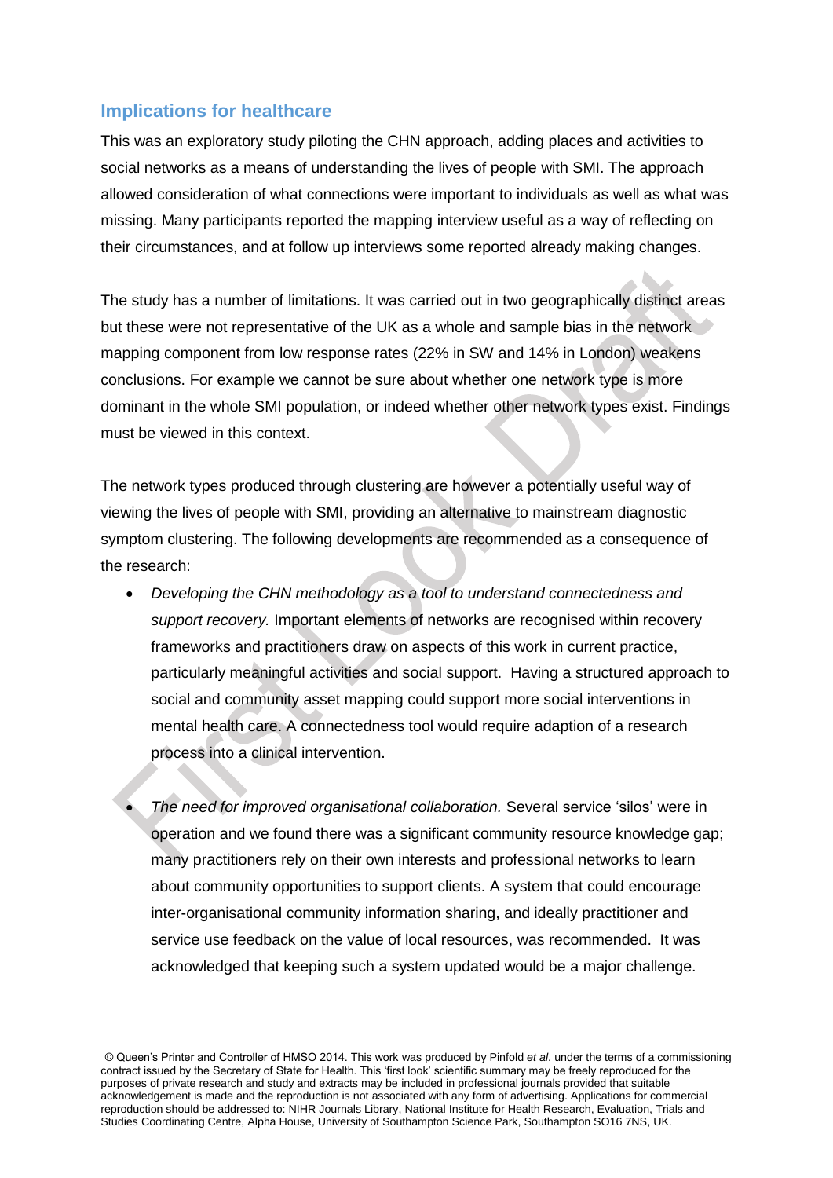## Implications for healthcare

This was an exploratory study piloting the CHN approach, adding places and activities to social networks as a means of understanding the lives of people with SMI. The approach allowed consideration of what connections were important to individuals as well as what was missing. Many participants reported the mapping interview useful as a way of reflecting on their circumstances, and at follow up interviews some reported already making changes.

The study has a number of limitations. It was carried out in two geographically distinct areas but these were not representative of the UK as a whole and sample bias in the network mapping component from low response rates (22% in SW and 14% in London) weakens conclusions. For example we cannot be sure about whether one network type is more dominant in the whole SMI population, or indeed whether other network types exist. Findings must be viewed in this context.

The network types produced through clustering are however a potentially useful way of viewing the lives of people with SMI, providing an alternative to mainstream diagnostic symptom clustering. The following developments are recommended as a consequence of the research:

- *Developing the CHN methodology as a tool to understand connectedness and support recovery.* Important elements of networks are recognised within recovery frameworks and practitioners draw on aspects of this work in current practice, particularly meaningful activities and social support. Having a structured approach to social and community asset mapping could support more social interventions in mental health care. A connectedness tool would require adaption of a research process into a clinical intervention.

- *The need for improved organisational collaboration.* Several service 'silos' were in operation and we found there was a significant community resource knowledge gap; many practitioners rely on their own interests and professional networks to learn about community opportunities to support clients. A system that could encourage inter-organisational community information sharing, and ideally practitioner and service use feedback on the value of local resources, was recommended. It was acknowledged that keeping such a system updated would be a major challenge.

© Queen's Printer and Controller of HMSO 2014. This work was produced by Pinfold *et al*. under the terms of a commissioning contract issued by the Secretary of State for Health. This 'first look' scientific summary may be freely reproduced for the purposes of private research and study and extracts may be included in professional journals provided that suitable acknowledgement is made and the reproduction is not associated with any form of advertising. Applications for commercial reproduction should be addressed to: NIHR Journals Library, National Institute for Health Research, Evaluation, Trials and Studies Coordinating Centre, Alpha House, University of Southampton Science Park, Southampton SO16 7NS, UK.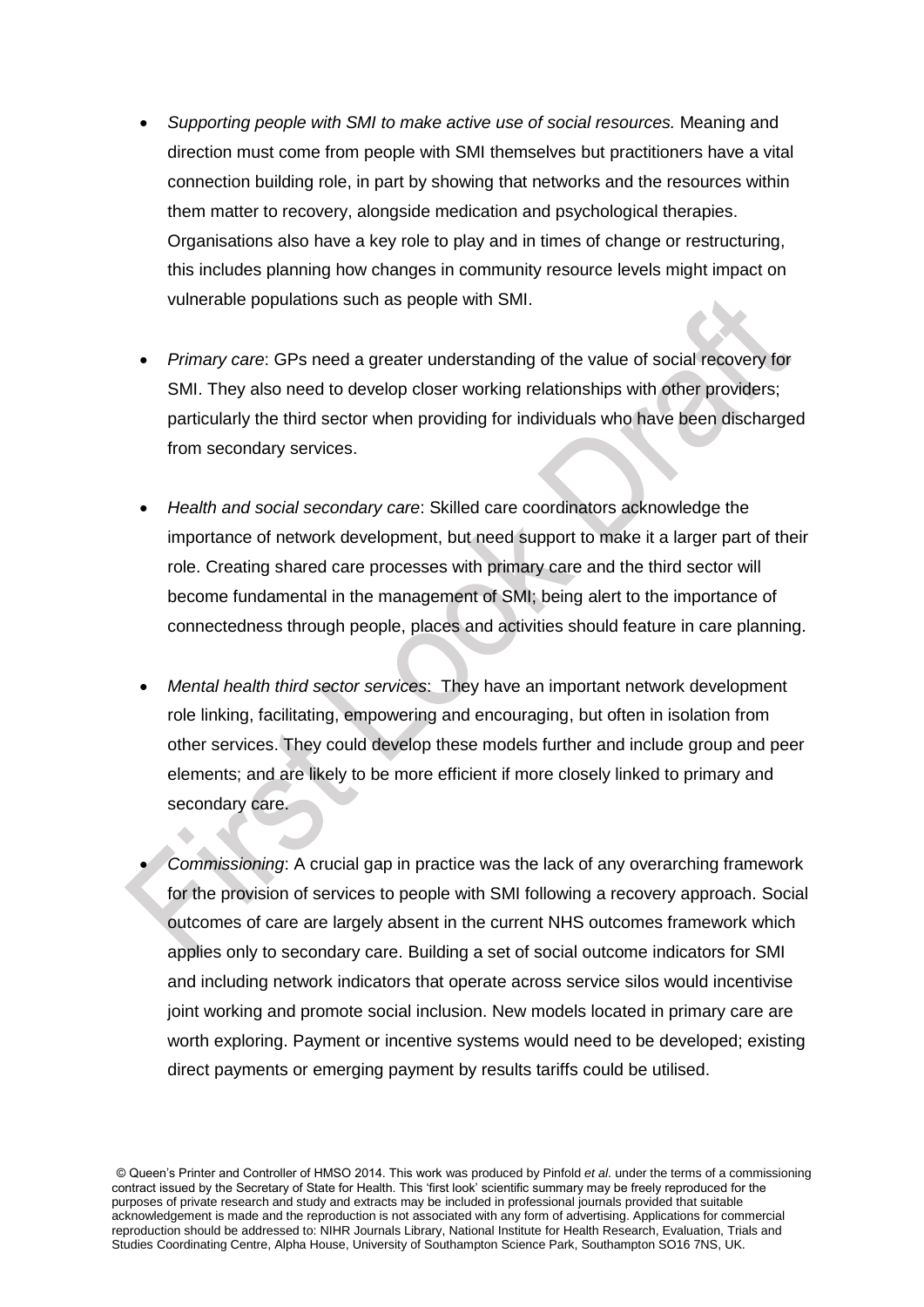- *Supporting people with SMI to make active use of social resources.* Meaning and direction must come from people with SMI themselves but practitioners have a vital connection building role, in part by showing that networks and the resources within them matter to recovery, alongside medication and psychological therapies. Organisations also have a key role to play and in times of change or restructuring, this includes planning how changes in community resource levels might impact on vulnerable populations such as people with SMI.

- *Primary care*: GPs need a greater understanding of the value of social recovery for SMI. They also need to develop closer working relationships with other providers; particularly the third sector when providing for individuals who have been discharged from secondary services.

- *Health and social secondary care*: Skilled care coordinators acknowledge the importance of network development, but need support to make it a larger part of their role. Creating shared care processes with primary care and the third sector will become fundamental in the management of SMI; being alert to the importance of connectedness through people, places and activities should feature in care planning.

- *Mental health third sector services*: They have an important network development role linking, facilitating, empowering and encouraging, but often in isolation from other services. They could develop these models further and include group and peer elements; and are likely to be more efficient if more closely linked to primary and secondary care.

- *Commissioning*: A crucial gap in practice was the lack of any overarching framework for the provision of services to people with SMI following a recovery approach. Social outcomes of care are largely absent in the current NHS outcomes framework which applies only to secondary care. Building a set of social outcome indicators for SMI and including network indicators that operate across service silos would incentivise joint working and promote social inclusion. New models located in primary care are worth exploring. Payment or incentive systems would need to be developed; existing direct payments or emerging payment by results tariffs could be utilised.

© Queen's Printer and Controller of HMSO 2014. This work was produced by Pinfold *et al*. under the terms of a commissioning contract issued by the Secretary of State for Health. This 'first look' scientific summary may be freely reproduced for the purposes of private research and study and extracts may be included in professional journals provided that suitable acknowledgement is made and the reproduction is not associated with any form of advertising. Applications for commercial reproduction should be addressed to: NIHR Journals Library, National Institute for Health Research, Evaluation, Trials and Studies Coordinating Centre, Alpha House, University of Southampton Science Park, Southampton SO16 7NS, UK.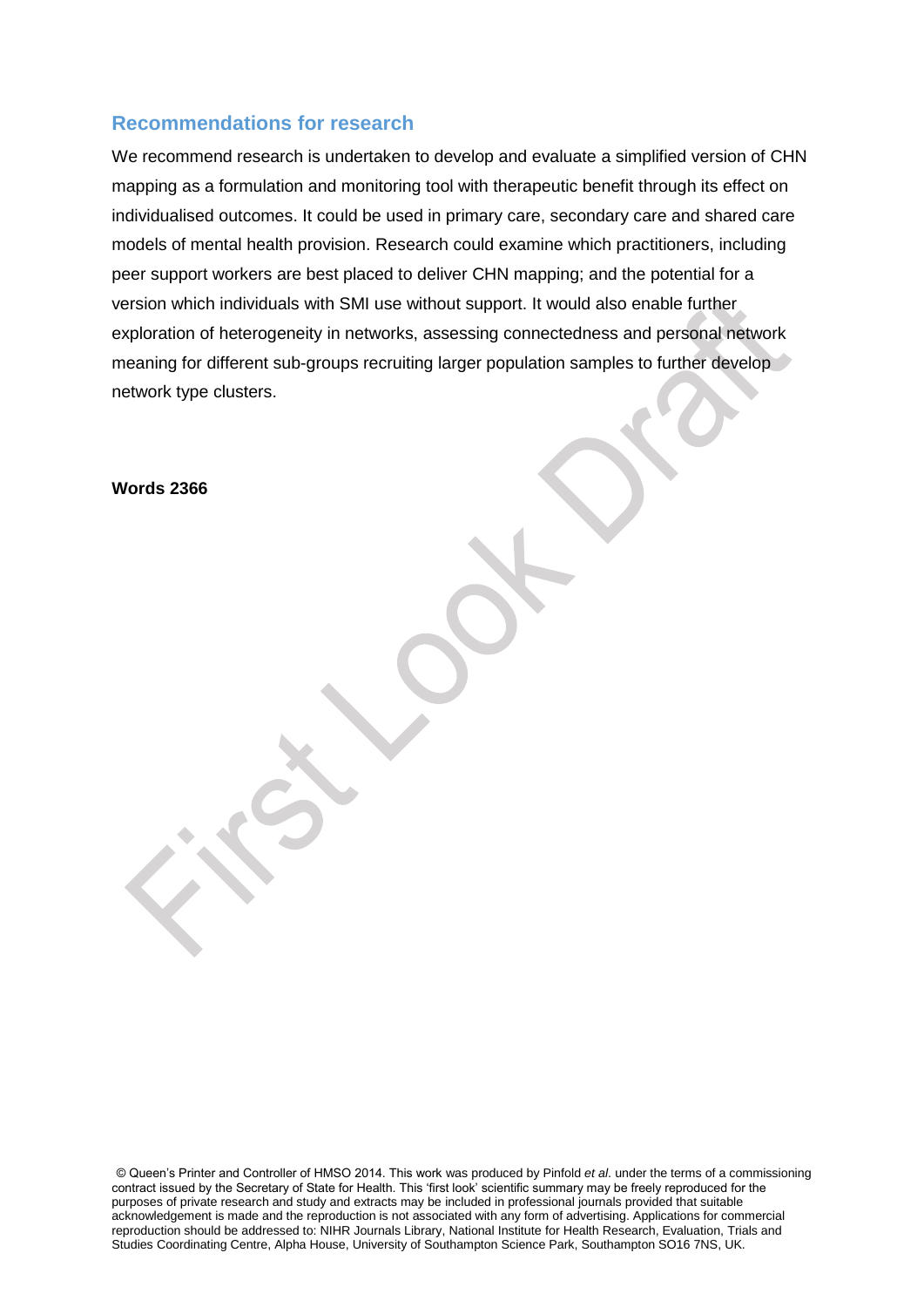## Recommendations for research

We recommend research is undertaken to develop and evaluate a simplified version of CHN mapping as a formulation and monitoring tool with therapeutic benefit through its effect on individualised outcomes. It could be used in primary care, secondary care and shared care models of mental health provision. Research could examine which practitioners, including peer support workers are best placed to deliver CHN mapping; and the potential for a version which individuals with SMI use without support. It would also enable further exploration of heterogeneity in networks, assessing connectedness and personal network meaning for different sub-groups recruiting larger population samples to further develop network type clusters.

**Words 2366**

© Queen's Printer and Controller of HMSO 2014. This work was produced by Pinfold *et al*. under the terms of a commissioning contract issued by the Secretary of State for Health. This 'first look' scientific summary may be freely reproduced for the purposes of private research and study and extracts may be included in professional journals provided that suitable acknowledgement is made and the reproduction is not associated with any form of advertising. Applications for commercial reproduction should be addressed to: NIHR Journals Library, National Institute for Health Research, Evaluation, Trials and Studies Coordinating Centre, Alpha House, University of Southampton Science Park, Southampton SO16 7NS, UK.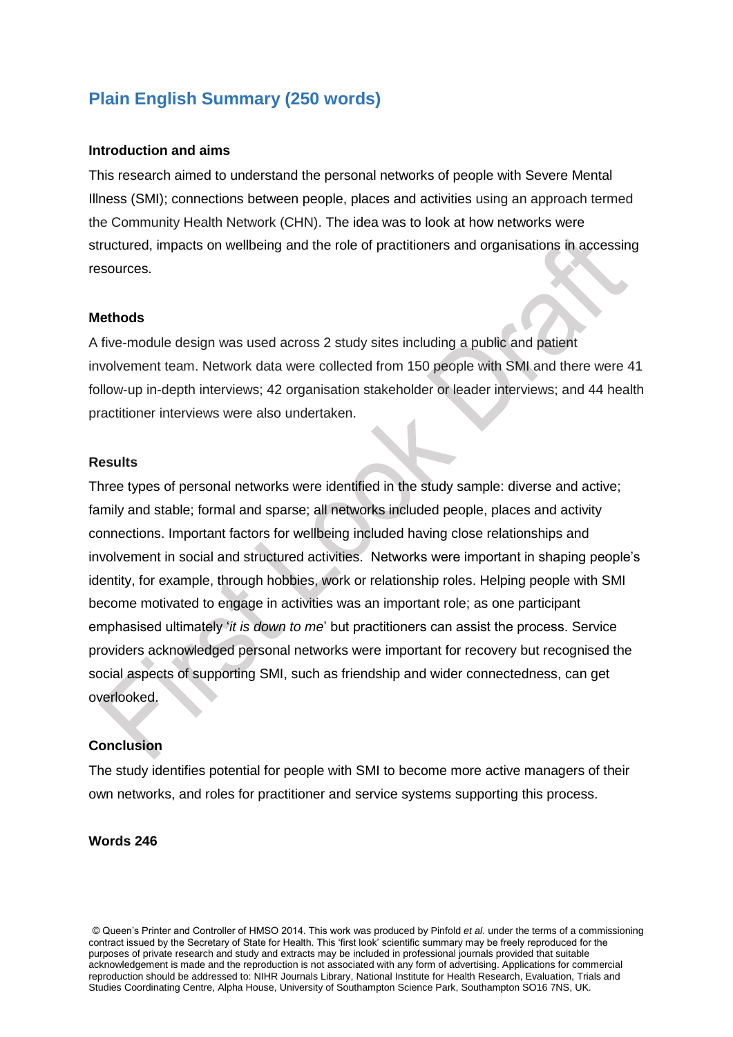## Plain English Summary (250 words)

**Introduction and aims**

This research aimed to understand the personal networks of people with Severe Mental Illness (SMI); connections between people, places and activities using an approach termed the Community Health Network (CHN). The idea was to look at how networks were structured, impacts on wellbeing and the role of practitioners and organisations in accessing resources.

**Methods**

A five-module design was used across 2 study sites including a public and patient involvement team. Network data were collected from 150 people with SMI and there were 41 follow-up in-depth interviews; 42 organisation stakeholder or leader interviews; and 44 health practitioner interviews were also undertaken.

**Results**

Three types of personal networks were identified in the study sample: diverse and active; family and stable; formal and sparse; all networks included people, places and activity connections. Important factors for wellbeing included having close relationships and involvement in social and structured activities. Networks were important in shaping people's identity, for example, through hobbies, work or relationship roles. Helping people with SMI become motivated to engage in activities was an important role; as one participant emphasised ultimately '*it is down to me*' but practitioners can assist the process. Service providers acknowledged personal networks were important for recovery but recognised the social aspects of supporting SMI, such as friendship and wider connectedness, can get overlooked.

**Conclusion**

The study identifies potential for people with SMI to become more active managers of their own networks, and roles for practitioner and service systems supporting this process.

**Words 246**

© Queen's Printer and Controller of HMSO 2014. This work was produced by Pinfold *et al*. under the terms of a commissioning contract issued by the Secretary of State for Health. This 'first look' scientific summary may be freely reproduced for the purposes of private research and study and extracts may be included in professional journals provided that suitable acknowledgement is made and the reproduction is not associated with any form of advertising. Applications for commercial reproduction should be addressed to: NIHR Journals Library, National Institute for Health Research, Evaluation, Trials and Studies Coordinating Centre, Alpha House, University of Southampton Science Park, Southampton SO16 7NS, UK.